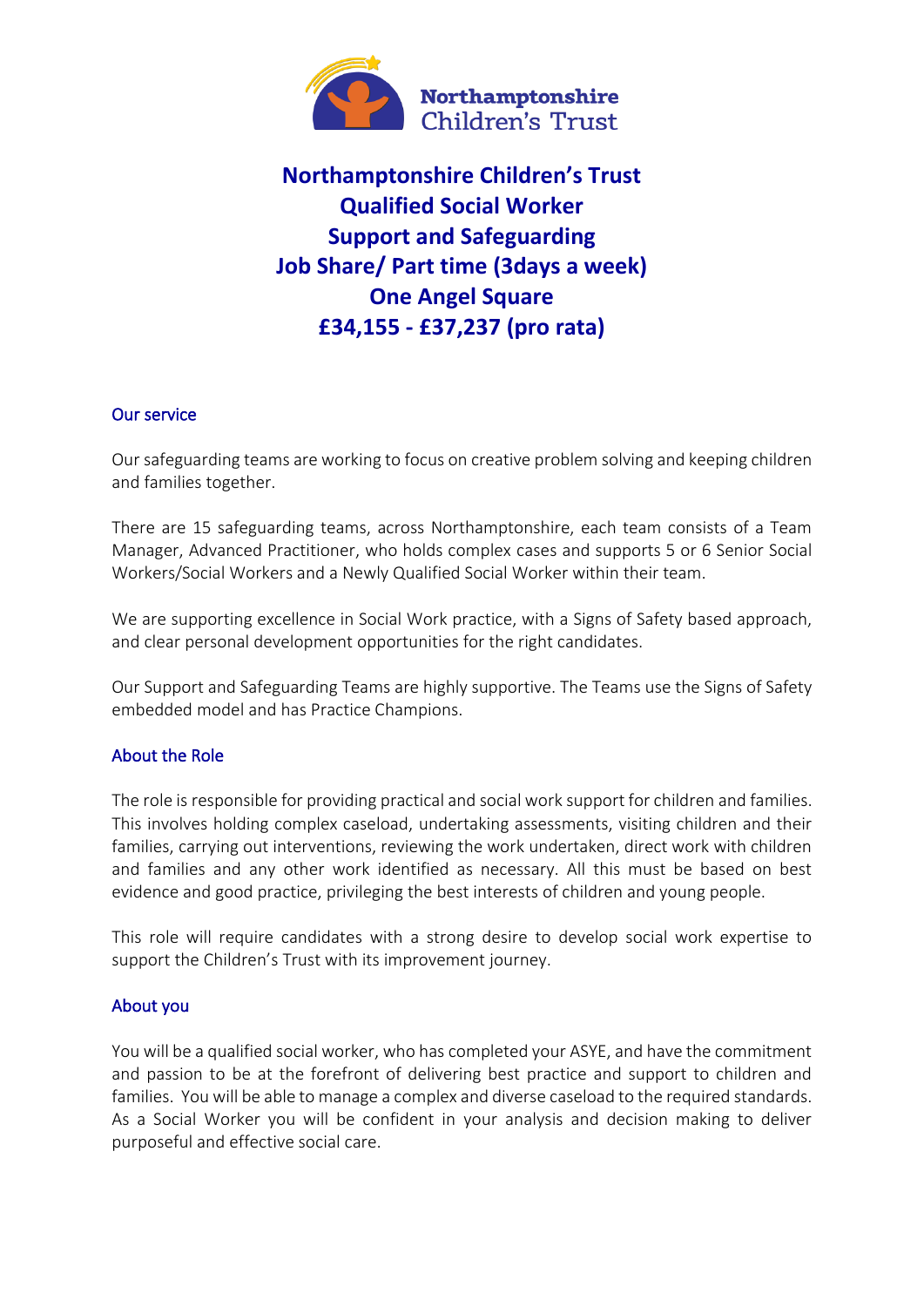Northamptonshire Children's Trust

# Northamptonshire Children's Trust
# Qualified Social Worker
# Support and Safeguarding
# Job Share/ Part time (3days a week)
# One Angel Square
# £34,155 - £37,237 (pro rata)

## Our service

Our safeguarding teams are working to focus on creative problem solving and keeping children and families together.

There are 15 safeguarding teams, across Northamptonshire, each team consists of a Team Manager, Advanced Practitioner, who holds complex cases and supports 5 or 6 Senior Social Workers/Social Workers and a Newly Qualified Social Worker within their team.

We are supporting excellence in Social Work practice, with a Signs of Safety based approach, and clear personal development opportunities for the right candidates.

Our Support and Safeguarding Teams are highly supportive. The Teams use the Signs of Safety embedded model and has Practice Champions.

## About the Role

The role is responsible for providing practical and social work support for children and families. This involves holding complex caseload, undertaking assessments, visiting children and their families, carrying out interventions, reviewing the work undertaken, direct work with children and families and any other work identified as necessary. All this must be based on best evidence and good practice, privileging the best interests of children and young people.

This role will require candidates with a strong desire to develop social work expertise to support the Children's Trust with its improvement journey.

## About you

You will be a qualified social worker, who has completed your ASYE, and have the commitment and passion to be at the forefront of delivering best practice and support to children and families. You will be able to manage a complex and diverse caseload to the required standards. As a Social Worker you will be confident in your analysis and decision making to deliver purposeful and effective social care.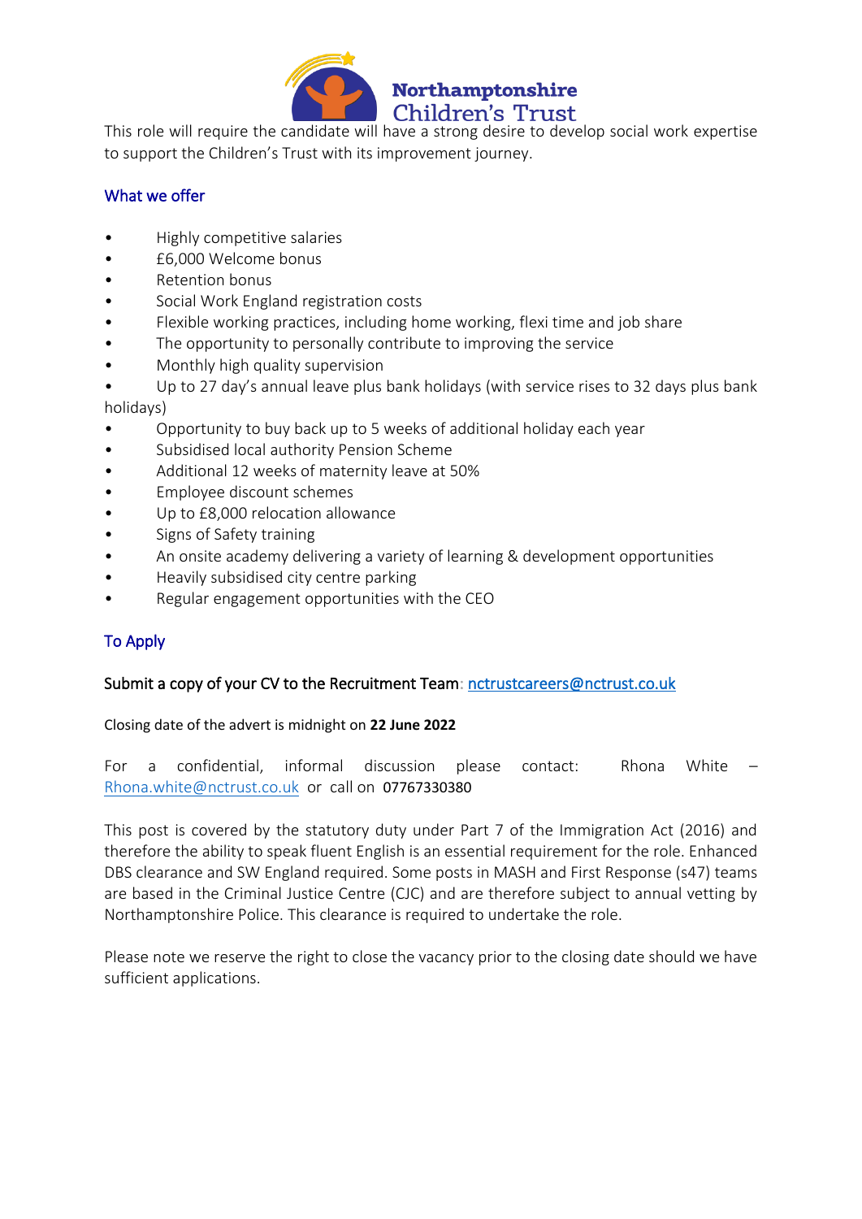This role will require the candidate will have a strong desire to develop social work expertise to support the Children's Trust with its improvement journey.

## What we offer

- Highly competitive salaries
- £6,000 Welcome bonus
- Retention bonus
- Social Work England registration costs
- Flexible working practices, including home working, flexi time and job share
- The opportunity to personally contribute to improving the service
- Monthly high quality supervision
- Up to 27 day's annual leave plus bank holidays (with service rises to 32 days plus bank holidays)
- Opportunity to buy back up to 5 weeks of additional holiday each year
- Subsidised local authority Pension Scheme
- Additional 12 weeks of maternity leave at 50%
- Employee discount schemes
- Up to £8,000 relocation allowance
- Signs of Safety training
- An onsite academy delivering a variety of learning & development opportunities
- Heavily subsidised city centre parking
- Regular engagement opportunities with the CEO

## To Apply

Submit a copy of your CV to the Recruitment Team: nctrustcareers@nctrust.co.uk

Closing date of the advert is midnight on **22 June 2022**

For a confidential, informal discussion please contact: Rhona White – Rhona.white@nctrust.co.uk or call on 07767330380

This post is covered by the statutory duty under Part 7 of the Immigration Act (2016) and therefore the ability to speak fluent English is an essential requirement for the role. Enhanced DBS clearance and SW England required. Some posts in MASH and First Response (s47) teams are based in the Criminal Justice Centre (CJC) and are therefore subject to annual vetting by Northamptonshire Police. This clearance is required to undertake the role.

Please note we reserve the right to close the vacancy prior to the closing date should we have sufficient applications.